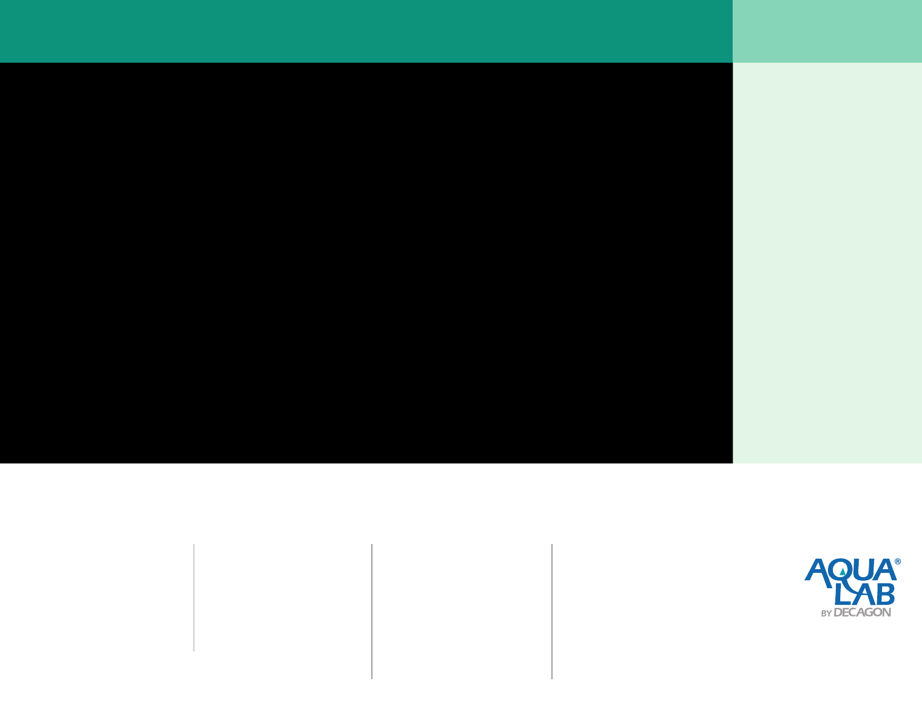AQUALAB® BY DECAGON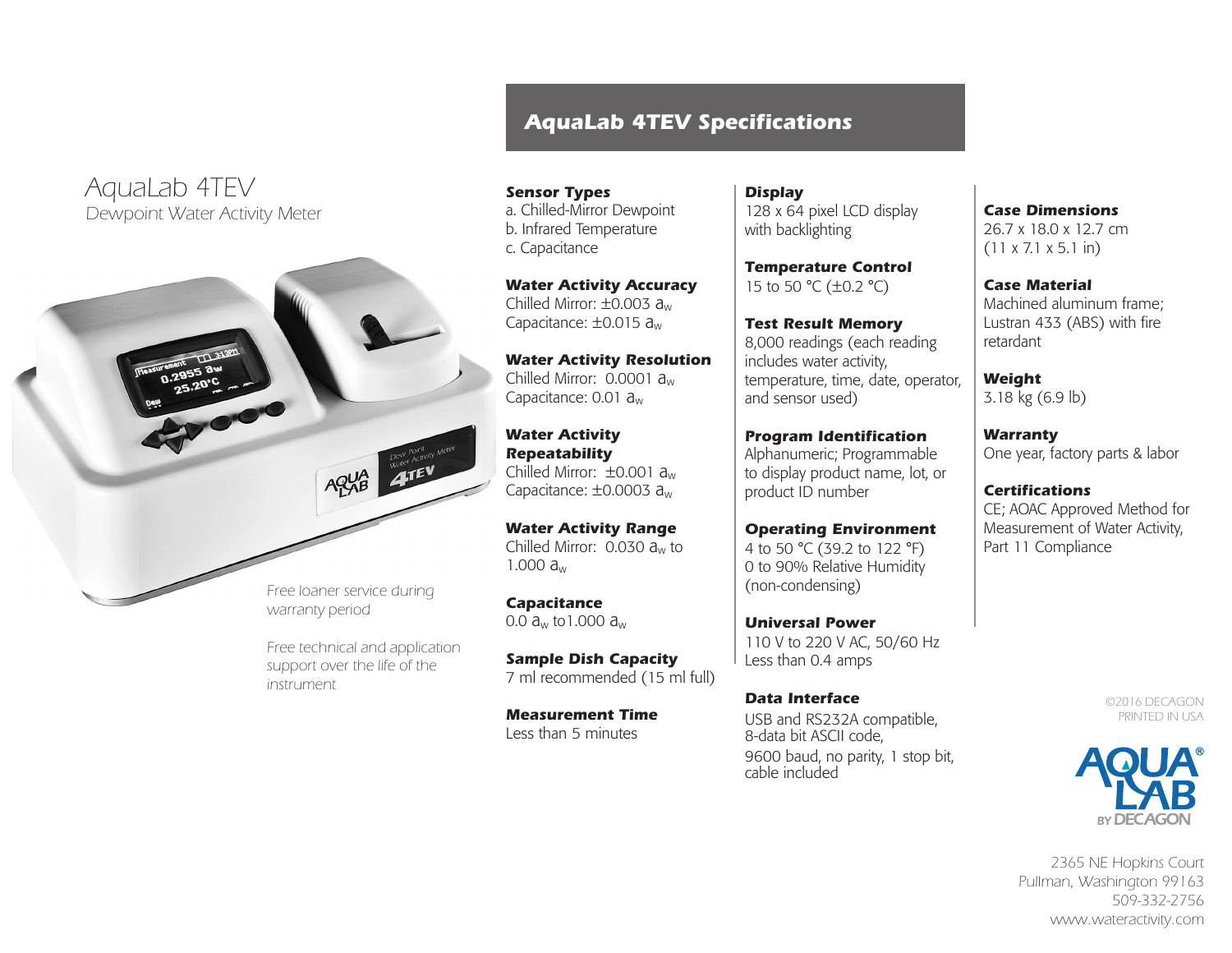# AquaLab 4TEV

Dewpoint Water Activity Meter

Free loaner service during warranty period

Free technical and application support over the life of the instrument

## AquaLab 4TEV Specifications

***Sensor Types***
a. Chilled-Mirror Dewpoint
b. Infrared Temperature
c. Capacitance

***Water Activity Accuracy***
Chilled Mirror: ±0.003 $a_w$
Capacitance: ±0.015 $a_w$

***Water Activity Resolution***
Chilled Mirror: 0.0001 $a_w$
Capacitance: 0.01 $a_w$

***Water Activity Repeatability***
Chilled Mirror: ±0.001 $a_w$
Capacitance: ±0.0003 $a_w$

***Water Activity Range***
Chilled Mirror: 0.030 $a_w$ to 1.000 $a_w$

***Capacitance***
0.0 $a_w$ to1.000 $a_w$

***Sample Dish Capacity***
7 ml recommended (15 ml full)

***Measurement Time***
Less than 5 minutes

***Display***
128 x 64 pixel LCD display with backlighting

***Temperature Control***
15 to 50 °C (±0.2 °C)

***Test Result Memory***
8,000 readings (each reading includes water activity, temperature, time, date, operator, and sensor used)

***Program Identification***
Alphanumeric; Programmable to display product name, lot, or product ID number

***Operating Environment***
4 to 50 °C (39.2 to 122 °F)
0 to 90% Relative Humidity (non-condensing)

***Universal Power***
110 V to 220 V AC, 50/60 Hz
Less than 0.4 amps

***Data Interface***
USB and RS232A compatible, 8-data bit ASCII code,
9600 baud, no parity, 1 stop bit, cable included

***Case Dimensions***
26.7 x 18.0 x 12.7 cm
(11 x 7.1 x 5.1 in)

***Case Material***
Machined aluminum frame; Lustran 433 (ABS) with fire retardant

***Weight***
3.18 kg (6.9 lb)

***Warranty***
One year, factory parts & labor

***Certifications***
CE; AOAC Approved Method for Measurement of Water Activity, Part 11 Compliance

©2016 DECAGON
PRINTED IN USA

AQUA LAB® BY DECAGON

2365 NE Hopkins Court
Pullman, Washington 99163
509-332-2756
www.wateractivity.com